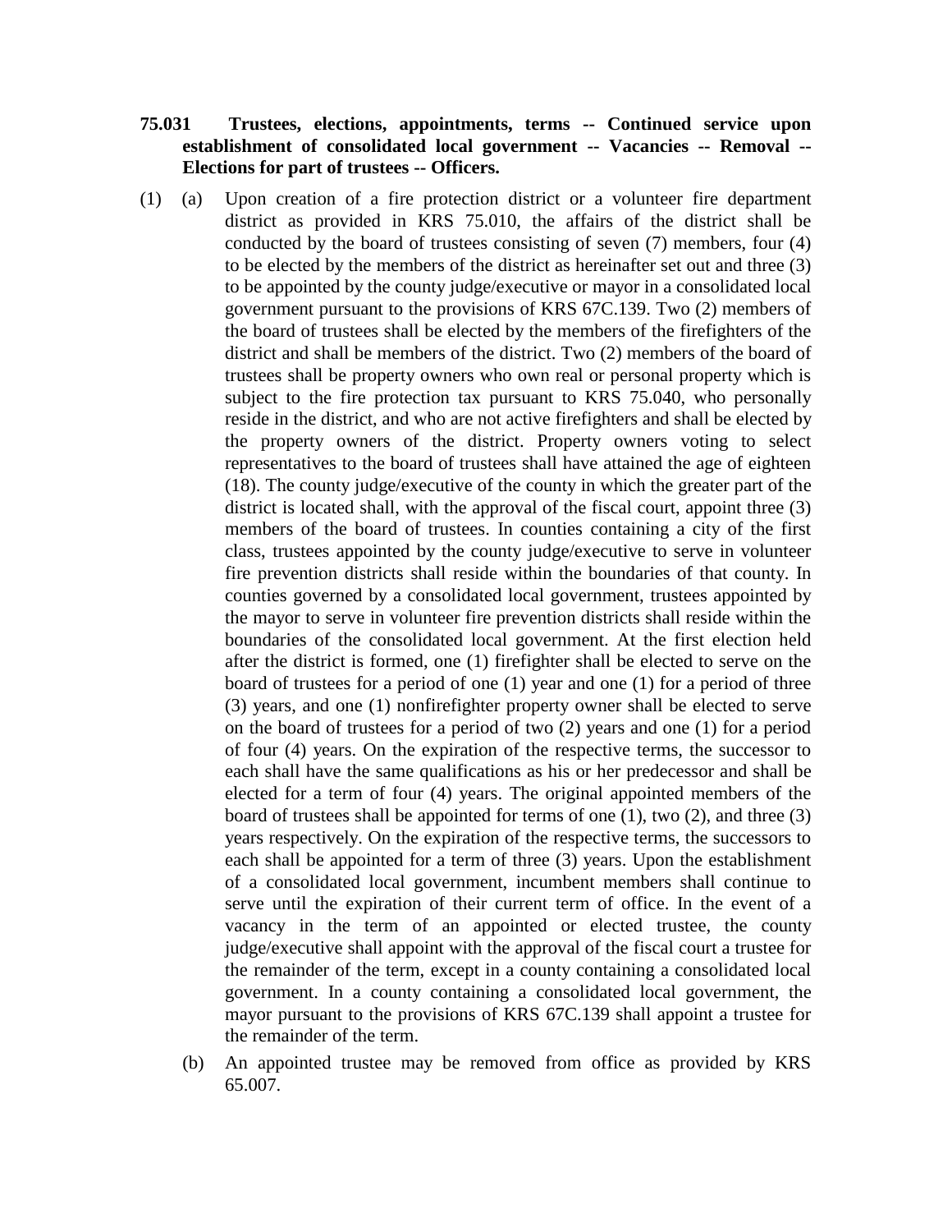**75.031 Trustees, elections, appointments, terms -- Continued service upon establishment of consolidated local government -- Vacancies -- Removal -- Elections for part of trustees -- Officers.**

(1) (a) Upon creation of a fire protection district or a volunteer fire department district as provided in KRS 75.010, the affairs of the district shall be conducted by the board of trustees consisting of seven (7) members, four (4) to be elected by the members of the district as hereinafter set out and three (3) to be appointed by the county judge/executive or mayor in a consolidated local government pursuant to the provisions of KRS 67C.139. Two (2) members of the board of trustees shall be elected by the members of the firefighters of the district and shall be members of the district. Two (2) members of the board of trustees shall be property owners who own real or personal property which is subject to the fire protection tax pursuant to KRS 75.040, who personally reside in the district, and who are not active firefighters and shall be elected by the property owners of the district. Property owners voting to select representatives to the board of trustees shall have attained the age of eighteen (18). The county judge/executive of the county in which the greater part of the district is located shall, with the approval of the fiscal court, appoint three (3) members of the board of trustees. In counties containing a city of the first class, trustees appointed by the county judge/executive to serve in volunteer fire prevention districts shall reside within the boundaries of that county. In counties governed by a consolidated local government, trustees appointed by the mayor to serve in volunteer fire prevention districts shall reside within the boundaries of the consolidated local government. At the first election held after the district is formed, one (1) firefighter shall be elected to serve on the board of trustees for a period of one (1) year and one (1) for a period of three (3) years, and one (1) nonfirefighter property owner shall be elected to serve on the board of trustees for a period of two (2) years and one (1) for a period of four (4) years. On the expiration of the respective terms, the successor to each shall have the same qualifications as his or her predecessor and shall be elected for a term of four (4) years. The original appointed members of the board of trustees shall be appointed for terms of one (1), two (2), and three (3) years respectively. On the expiration of the respective terms, the successors to each shall be appointed for a term of three (3) years. Upon the establishment of a consolidated local government, incumbent members shall continue to serve until the expiration of their current term of office. In the event of a vacancy in the term of an appointed or elected trustee, the county judge/executive shall appoint with the approval of the fiscal court a trustee for the remainder of the term, except in a county containing a consolidated local government. In a county containing a consolidated local government, the mayor pursuant to the provisions of KRS 67C.139 shall appoint a trustee for the remainder of the term.

(b) An appointed trustee may be removed from office as provided by KRS 65.007.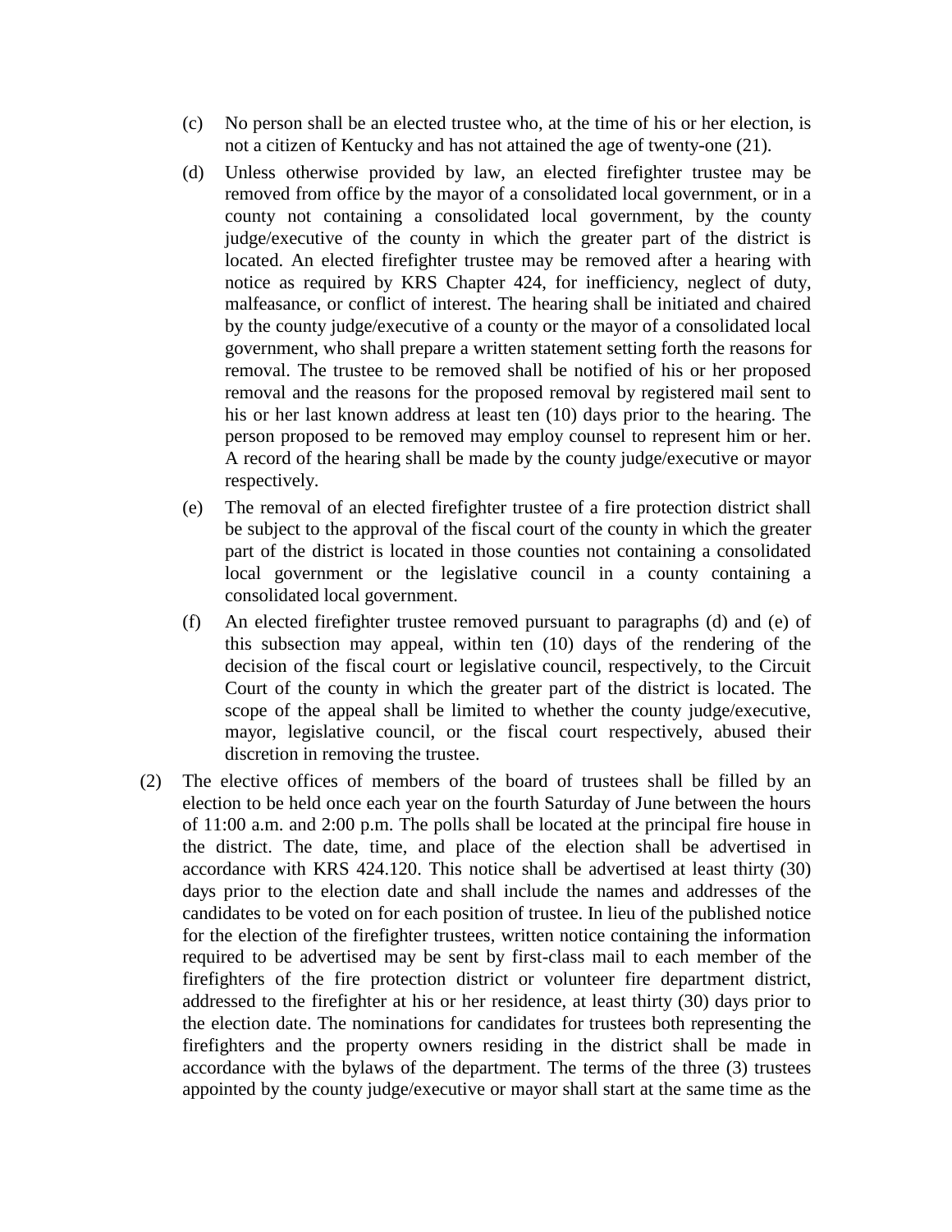(c) No person shall be an elected trustee who, at the time of his or her election, is not a citizen of Kentucky and has not attained the age of twenty-one (21).

(d) Unless otherwise provided by law, an elected firefighter trustee may be removed from office by the mayor of a consolidated local government, or in a county not containing a consolidated local government, by the county judge/executive of the county in which the greater part of the district is located. An elected firefighter trustee may be removed after a hearing with notice as required by KRS Chapter 424, for inefficiency, neglect of duty, malfeasance, or conflict of interest. The hearing shall be initiated and chaired by the county judge/executive of a county or the mayor of a consolidated local government, who shall prepare a written statement setting forth the reasons for removal. The trustee to be removed shall be notified of his or her proposed removal and the reasons for the proposed removal by registered mail sent to his or her last known address at least ten (10) days prior to the hearing. The person proposed to be removed may employ counsel to represent him or her. A record of the hearing shall be made by the county judge/executive or mayor respectively.

(e) The removal of an elected firefighter trustee of a fire protection district shall be subject to the approval of the fiscal court of the county in which the greater part of the district is located in those counties not containing a consolidated local government or the legislative council in a county containing a consolidated local government.

(f) An elected firefighter trustee removed pursuant to paragraphs (d) and (e) of this subsection may appeal, within ten (10) days of the rendering of the decision of the fiscal court or legislative council, respectively, to the Circuit Court of the county in which the greater part of the district is located. The scope of the appeal shall be limited to whether the county judge/executive, mayor, legislative council, or the fiscal court respectively, abused their discretion in removing the trustee.

(2) The elective offices of members of the board of trustees shall be filled by an election to be held once each year on the fourth Saturday of June between the hours of 11:00 a.m. and 2:00 p.m. The polls shall be located at the principal fire house in the district. The date, time, and place of the election shall be advertised in accordance with KRS 424.120. This notice shall be advertised at least thirty (30) days prior to the election date and shall include the names and addresses of the candidates to be voted on for each position of trustee. In lieu of the published notice for the election of the firefighter trustees, written notice containing the information required to be advertised may be sent by first-class mail to each member of the firefighters of the fire protection district or volunteer fire department district, addressed to the firefighter at his or her residence, at least thirty (30) days prior to the election date. The nominations for candidates for trustees both representing the firefighters and the property owners residing in the district shall be made in accordance with the bylaws of the department. The terms of the three (3) trustees appointed by the county judge/executive or mayor shall start at the same time as the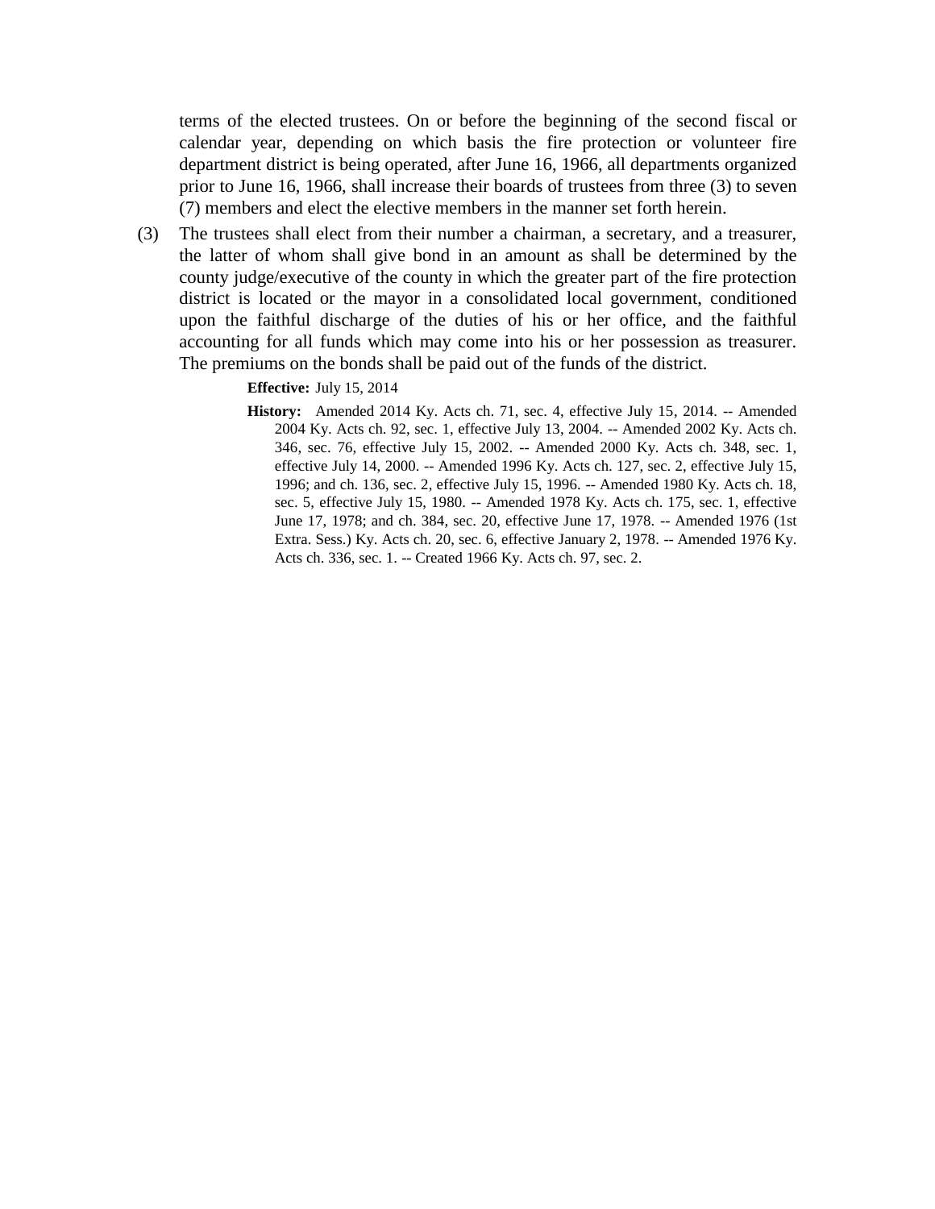terms of the elected trustees. On or before the beginning of the second fiscal or calendar year, depending on which basis the fire protection or volunteer fire department district is being operated, after June 16, 1966, all departments organized prior to June 16, 1966, shall increase their boards of trustees from three (3) to seven (7) members and elect the elective members in the manner set forth herein.

(3) The trustees shall elect from their number a chairman, a secretary, and a treasurer, the latter of whom shall give bond in an amount as shall be determined by the county judge/executive of the county in which the greater part of the fire protection district is located or the mayor in a consolidated local government, conditioned upon the faithful discharge of the duties of his or her office, and the faithful accounting for all funds which may come into his or her possession as treasurer. The premiums on the bonds shall be paid out of the funds of the district.

**Effective:** July 15, 2014

**History:** Amended 2014 Ky. Acts ch. 71, sec. 4, effective July 15, 2014. -- Amended 2004 Ky. Acts ch. 92, sec. 1, effective July 13, 2004. -- Amended 2002 Ky. Acts ch. 346, sec. 76, effective July 15, 2002. -- Amended 2000 Ky. Acts ch. 348, sec. 1, effective July 14, 2000. -- Amended 1996 Ky. Acts ch. 127, sec. 2, effective July 15, 1996; and ch. 136, sec. 2, effective July 15, 1996. -- Amended 1980 Ky. Acts ch. 18, sec. 5, effective July 15, 1980. -- Amended 1978 Ky. Acts ch. 175, sec. 1, effective June 17, 1978; and ch. 384, sec. 20, effective June 17, 1978. -- Amended 1976 (1st Extra. Sess.) Ky. Acts ch. 20, sec. 6, effective January 2, 1978. -- Amended 1976 Ky. Acts ch. 336, sec. 1. -- Created 1966 Ky. Acts ch. 97, sec. 2.